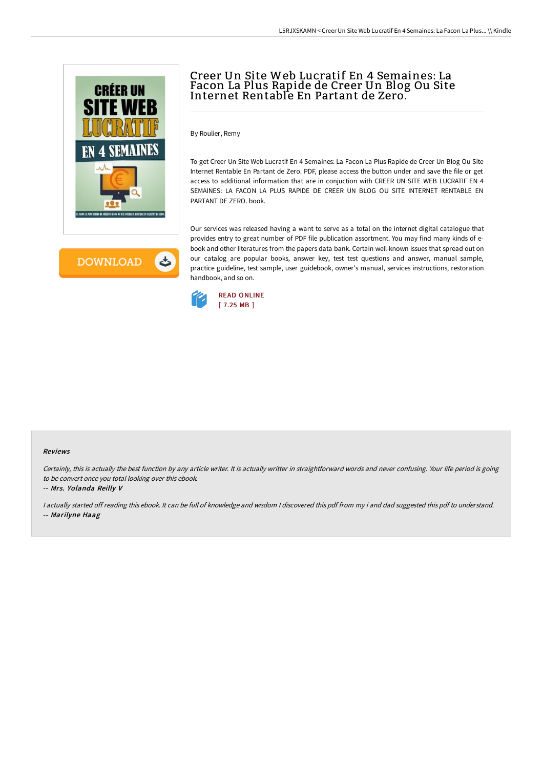# Creer Un Site Web Lucratif En 4 Semaines: La Facon La Plus Rapide de Creer Un Blog Ou Site Internet Rentable En Partant de Zero.

By Roulier, Remy

To get Creer Un Site Web Lucratif En 4 Semaines: La Facon La Plus Rapide de Creer Un Blog Ou Site Internet Rentable En Partant de Zero. PDF, please access the button under and save the file or get access to additional information that are in conjuction with CREER UN SITE WEB LUCRATIF EN 4 SEMAINES: LA FACON LA PLUS RAPIDE DE CREER UN BLOG OU SITE INTERNET RENTABLE EN PARTANT DE ZERO. book.

Our services was released having a want to serve as a total on the internet digital catalogue that provides entry to great number of PDF file publication assortment. You may find many kinds of e-book and other literatures from the papers data bank. Certain well-known issues that spread out on our catalog are popular books, answer key, test test questions and answer, manual sample, practice guideline, test sample, user guidebook, owner's manual, services instructions, restoration handbook, and so on.

READ ONLINE
[ 7.25 MB ]

## Reviews

*Certainly, this is actually the best function by any article writer. It is actually writter in straightforward words and never confusing. Your life period is going to be convert once you total looking over this ebook.*

-- *Mrs. Yolanda Reilly V*

*I actually started off reading this ebook. It can be full of knowledge and wisdom I discovered this pdf from my i and dad suggested this pdf to understand.*

-- *Marilyne Haag*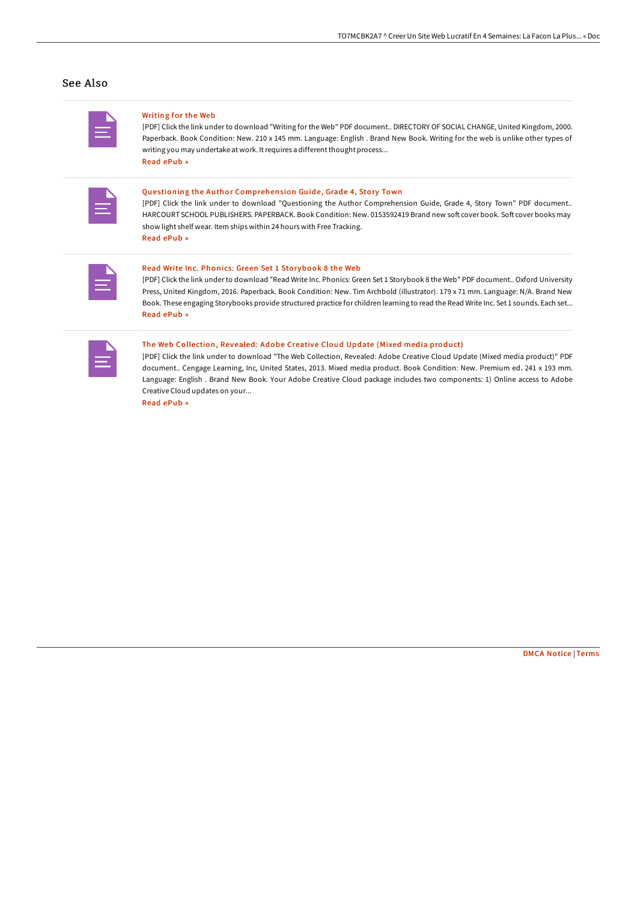## See Also

### Writing for the Web

[PDF] Click the link under to download "Writing for the Web" PDF document.. DIRECTORY OF SOCIAL CHANGE, United Kingdom, 2000. Paperback. Book Condition: New. 210 x 145 mm. Language: English . Brand New Book. Writing for the web is unlike other types of writing you may undertake at work. It requires a different thought process...

Read ePub »

### Questioning the Author Comprehension Guide, Grade 4, Story Town

[PDF] Click the link under to download "Questioning the Author Comprehension Guide, Grade 4, Story Town" PDF document.. HARCOURT SCHOOL PUBLISHERS. PAPERBACK. Book Condition: New. 0153592419 Brand new soft cover book. Soft cover books may show light shelf wear. Item ships within 24 hours with Free Tracking.

Read ePub »

### Read Write Inc. Phonics: Green Set 1 Storybook 8 the Web

[PDF] Click the link under to download "Read Write Inc. Phonics: Green Set 1 Storybook 8 the Web" PDF document.. Oxford University Press, United Kingdom, 2016. Paperback. Book Condition: New. Tim Archbold (illustrator). 179 x 71 mm. Language: N/A. Brand New Book. These engaging Storybooks provide structured practice for children learning to read the Read Write Inc. Set 1 sounds. Each set...

Read ePub »

### The Web Collection, Revealed: Adobe Creative Cloud Update (Mixed media product)

[PDF] Click the link under to download "The Web Collection, Revealed: Adobe Creative Cloud Update (Mixed media product)" PDF document.. Cengage Learning, Inc, United States, 2013. Mixed media product. Book Condition: New. Premium ed. 241 x 193 mm. Language: English . Brand New Book. Your Adobe Creative Cloud package includes two components: 1) Online access to Adobe Creative Cloud updates on your...

Read ePub »

DMCA Notice | Terms